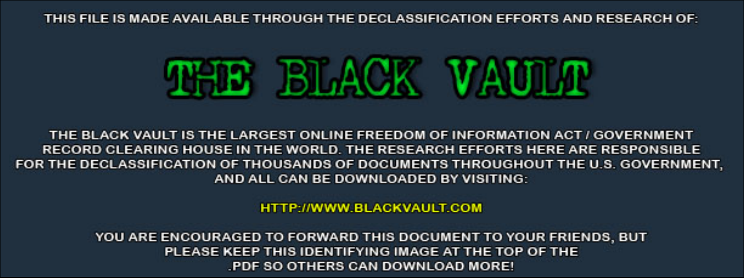THIS FILE IS MADE AVAILABLE THROUGH THE DECLASSIFICATION EFFORTS AND RESEARCH OF:

# THE BLACK VAULT

THE BLACK VAULT IS THE LARGEST ONLINE FREEDOM OF INFORMATION ACT / GOVERNMENT RECORD CLEARING HOUSE IN THE WORLD. THE RESEARCH EFFORTS HERE ARE RESPONSIBLE FOR THE DECLASSIFICATION OF THOUSANDS OF DOCUMENTS THROUGHOUT THE U.S. GOVERNMENT, AND ALL CAN BE DOWNLOADED BY VISITING:

HTTP://WWW.BLACKVAULT.COM

YOU ARE ENCOURAGED TO FORWARD THIS DOCUMENT TO YOUR FRIENDS, BUT PLEASE KEEP THIS IDENTIFYING IMAGE AT THE TOP OF THE .PDF SO OTHERS CAN DOWNLOAD MORE!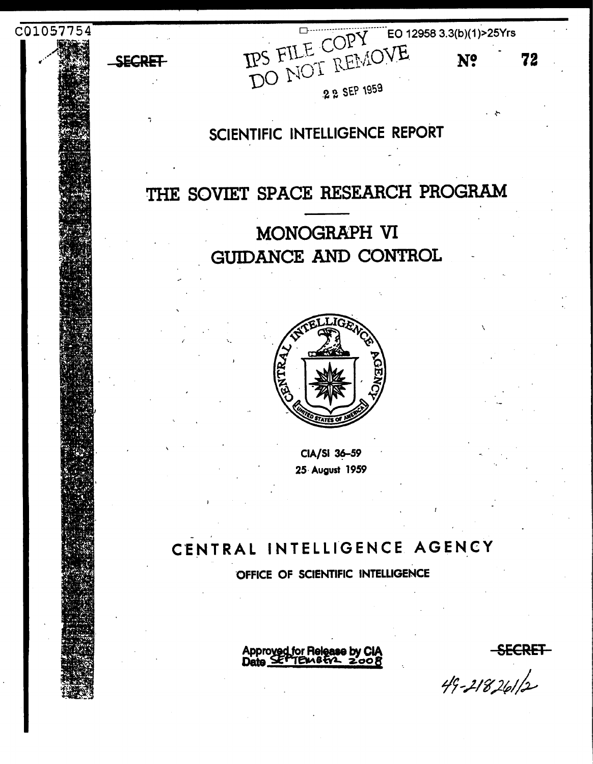C01057754

EO 12958 3.3(b)(1)>25Yrs

~~SECRET~~

IPS FILE COPY
DO NOT REMOVE

22 SEP 1959

№ 72

## SCIENTIFIC INTELLIGENCE REPORT

# THE SOVIET SPACE RESEARCH PROGRAM

## MONOGRAPH VI
## GUIDANCE AND CONTROL

CIA/SI 36-59
25 August 1959

## CENTRAL INTELLIGENCE AGENCY

OFFICE OF SCIENTIFIC INTELLIGENCE

Approved for Release by CIA
Date SEPTEMBER 2008

~~SECRET~~

49-218261/2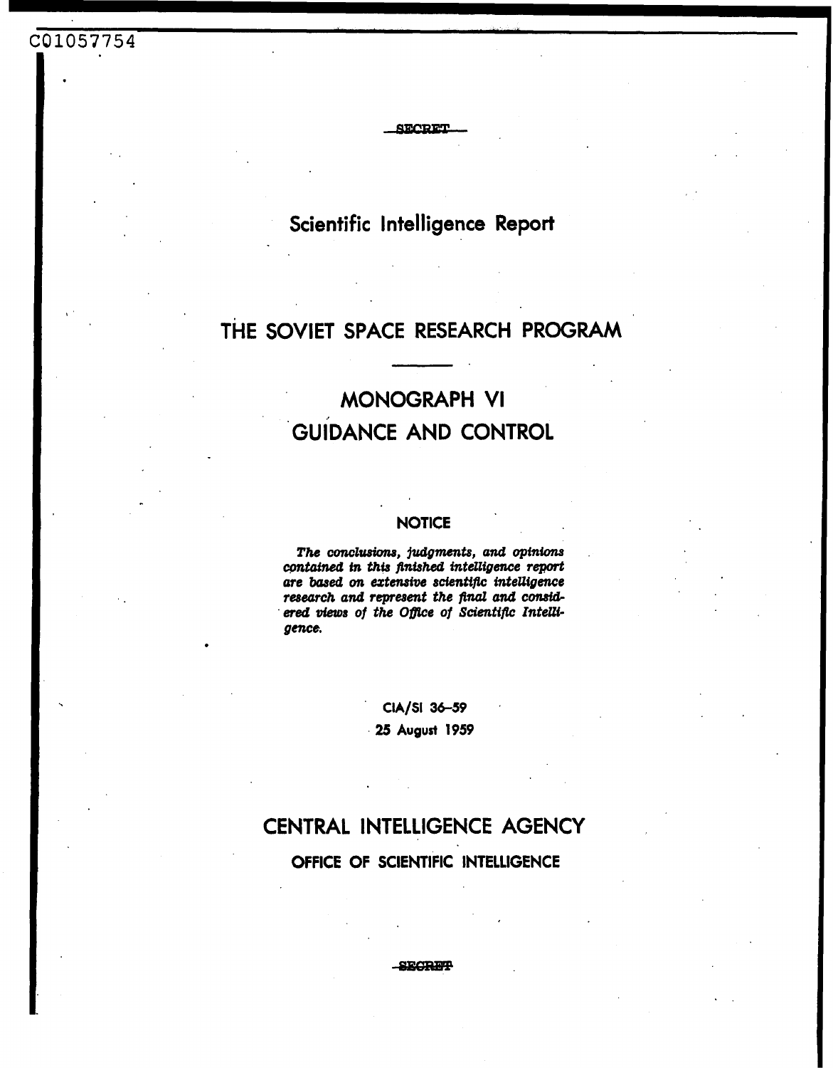C01057754

SECRET

# Scientific Intelligence Report

# THE SOVIET SPACE RESEARCH PROGRAM

## MONOGRAPH VI

## GUIDANCE AND CONTROL

### NOTICE

*The conclusions, judgments, and opinions contained in this finished intelligence report are based on extensive scientific intelligence research and represent the final and considered views of the Office of Scientific Intelligence.*

CIA/SI 36-59

25 August 1959

## CENTRAL INTELLIGENCE AGENCY

### OFFICE OF SCIENTIFIC INTELLIGENCE

SECRET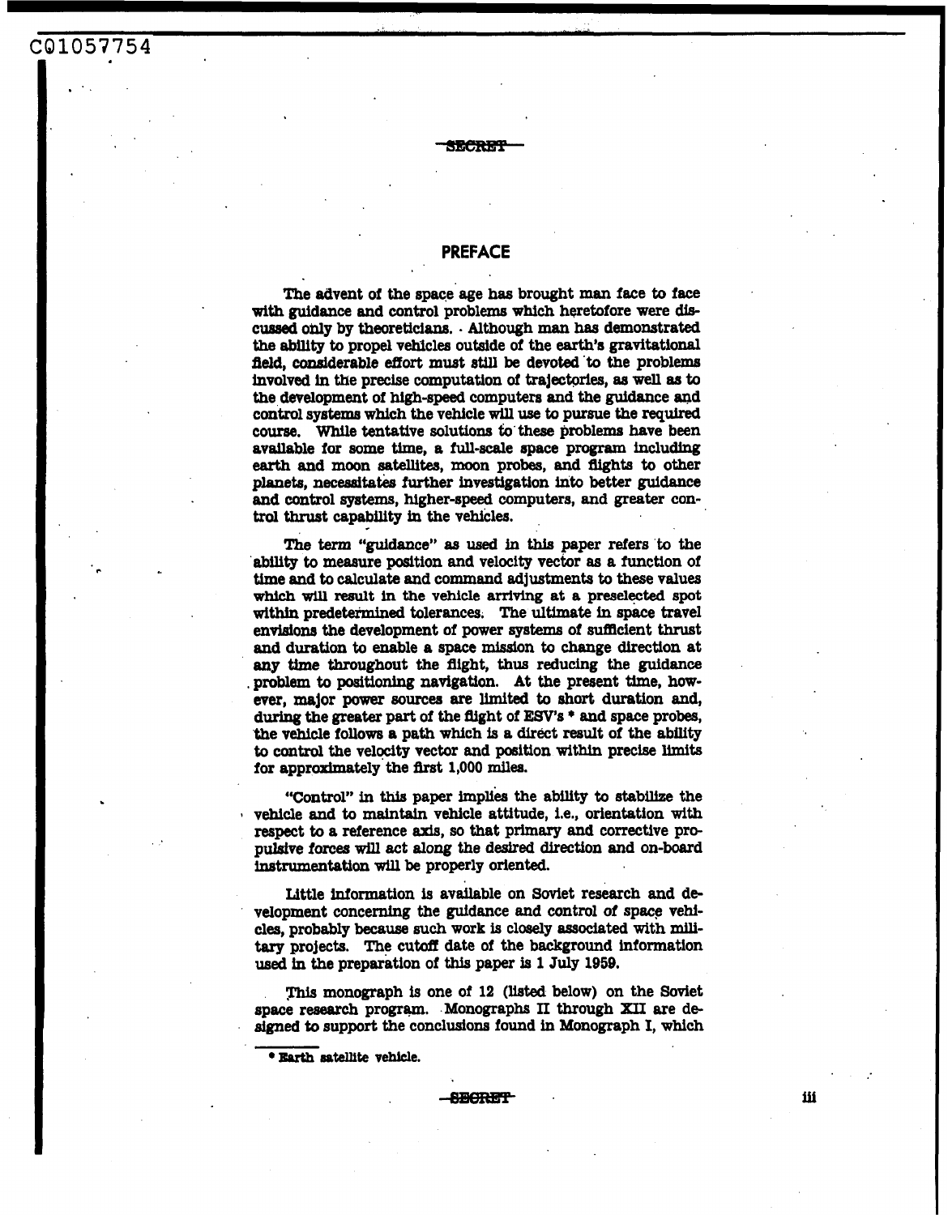## PREFACE

The advent of the space age has brought man face to face with guidance and control problems which heretofore were discussed only by theoreticians. Although man has demonstrated the ability to propel vehicles outside of the earth's gravitational field, considerable effort must still be devoted to the problems involved in the precise computation of trajectories, as well as to the development of high-speed computers and the guidance and control systems which the vehicle will use to pursue the required course. While tentative solutions to these problems have been available for some time, a full-scale space program including earth and moon satellites, moon probes, and flights to other planets, necessitates further investigation into better guidance and control systems, higher-speed computers, and greater control thrust capability in the vehicles.

The term "guidance" as used in this paper refers to the ability to measure position and velocity vector as a function of time and to calculate and command adjustments to these values which will result in the vehicle arriving at a preselected spot within predetermined tolerances. The ultimate in space travel envisions the development of power systems of sufficient thrust and duration to enable a space mission to change direction at any time throughout the flight, thus reducing the guidance problem to positioning navigation. At the present time, however, major power sources are limited to short duration and, during the greater part of the flight of ESV's * and space probes, the vehicle follows a path which is a direct result of the ability to control the velocity vector and position within precise limits for approximately the first 1,000 miles.

"Control" in this paper implies the ability to stabilize the vehicle and to maintain vehicle attitude, i.e., orientation with respect to a reference axis, so that primary and corrective propulsive forces will act along the desired direction and on-board instrumentation will be properly oriented.

Little information is available on Soviet research and development concerning the guidance and control of space vehicles, probably because such work is closely associated with military projects. The cutoff date of the background information used in the preparation of this paper is 1 July 1959.

This monograph is one of 12 (listed below) on the Soviet space research program. Monographs II through XII are designed to support the conclusions found in Monograph I, which

* Earth satellite vehicle.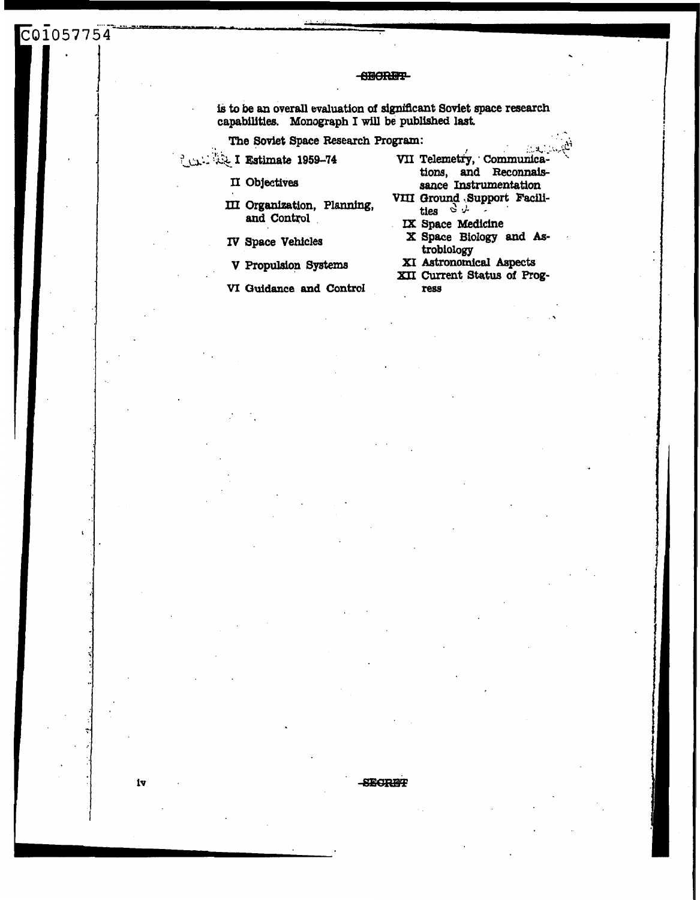is to be an overall evaluation of significant Soviet space research capabilities. Monograph I will be published last.

The Soviet Space Research Program:

- I Estimate 1959–74
- II Objectives
- III Organization, Planning, and Control
- IV Space Vehicles
- V Propulsion Systems
- VI Guidance and Control
- VII Telemetry, Communications, and Reconnaissance Instrumentation
- VIII Ground Support Facilities
- IX Space Medicine
- X Space Biology and Astrobiology
- XI Astronomical Aspects
- XII Current Status of Progress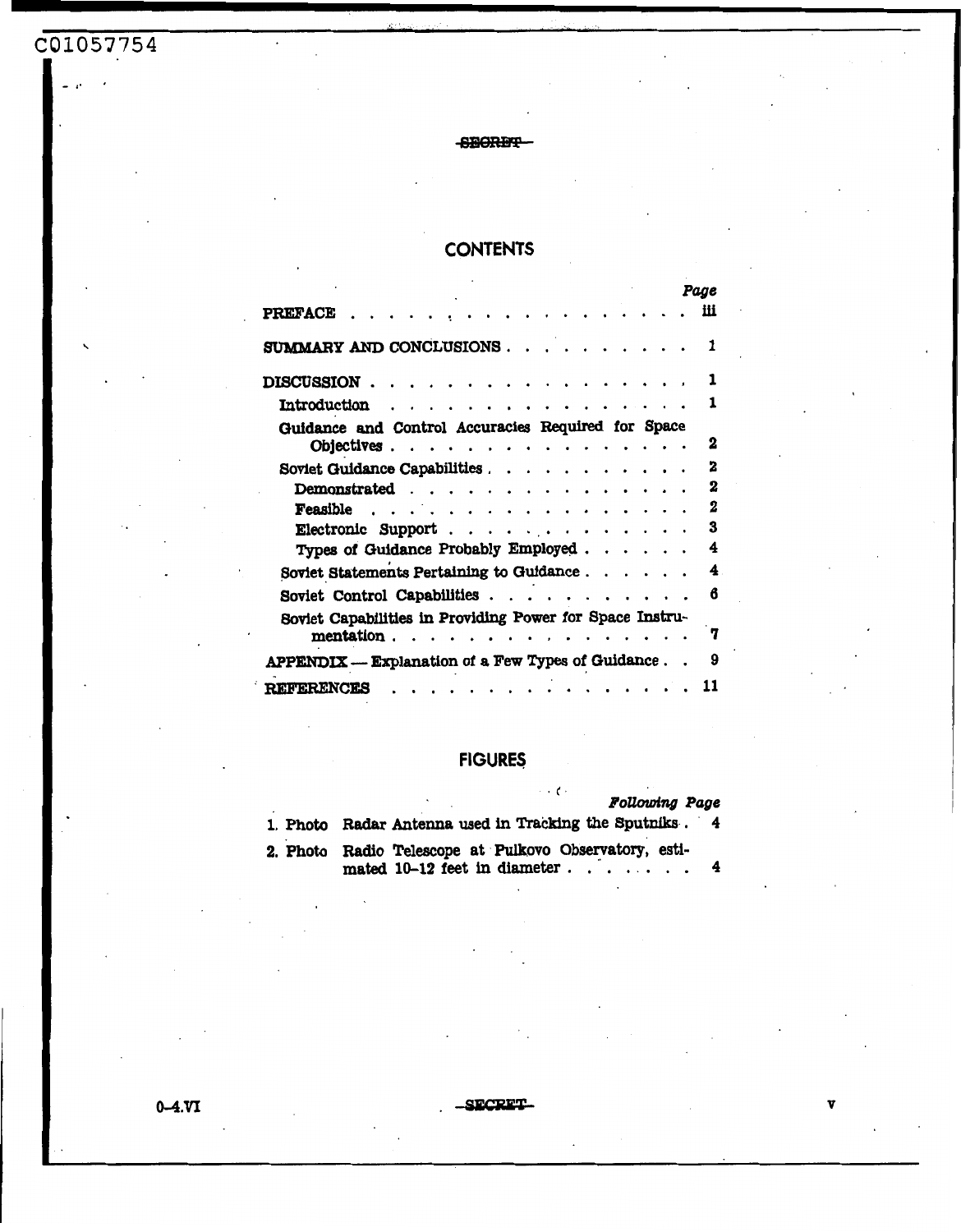SECRET

# CONTENTS

| | Page |
|---|---|
| PREFACE | iii |
| SUMMARY AND CONCLUSIONS | 1 |
| DISCUSSION | 1 |
| Introduction | 1 |
| Guidance and Control Accuracies Required for Space Objectives | 2 |
| Soviet Guidance Capabilities | 2 |
| Demonstrated | 2 |
| Feasible | 2 |
| Electronic Support | 3 |
| Types of Guidance Probably Employed | 4 |
| Soviet Statements Pertaining to Guidance | 4 |
| Soviet Control Capabilities | 6 |
| Soviet Capabilities in Providing Power for Space Instrumentation | 7 |
| APPENDIX — Explanation of a Few Types of Guidance | 9 |
| REFERENCES | 11 |

# FIGURES

| | | *Following Page* |
|---|---|---|
| 1. Photo | Radar Antenna used in Tracking the Sputniks | 4 |
| 2. Photo | Radio Telescope at Pulkovo Observatory, estimated 10–12 feet in diameter | 4 |

0-4.VI

SECRET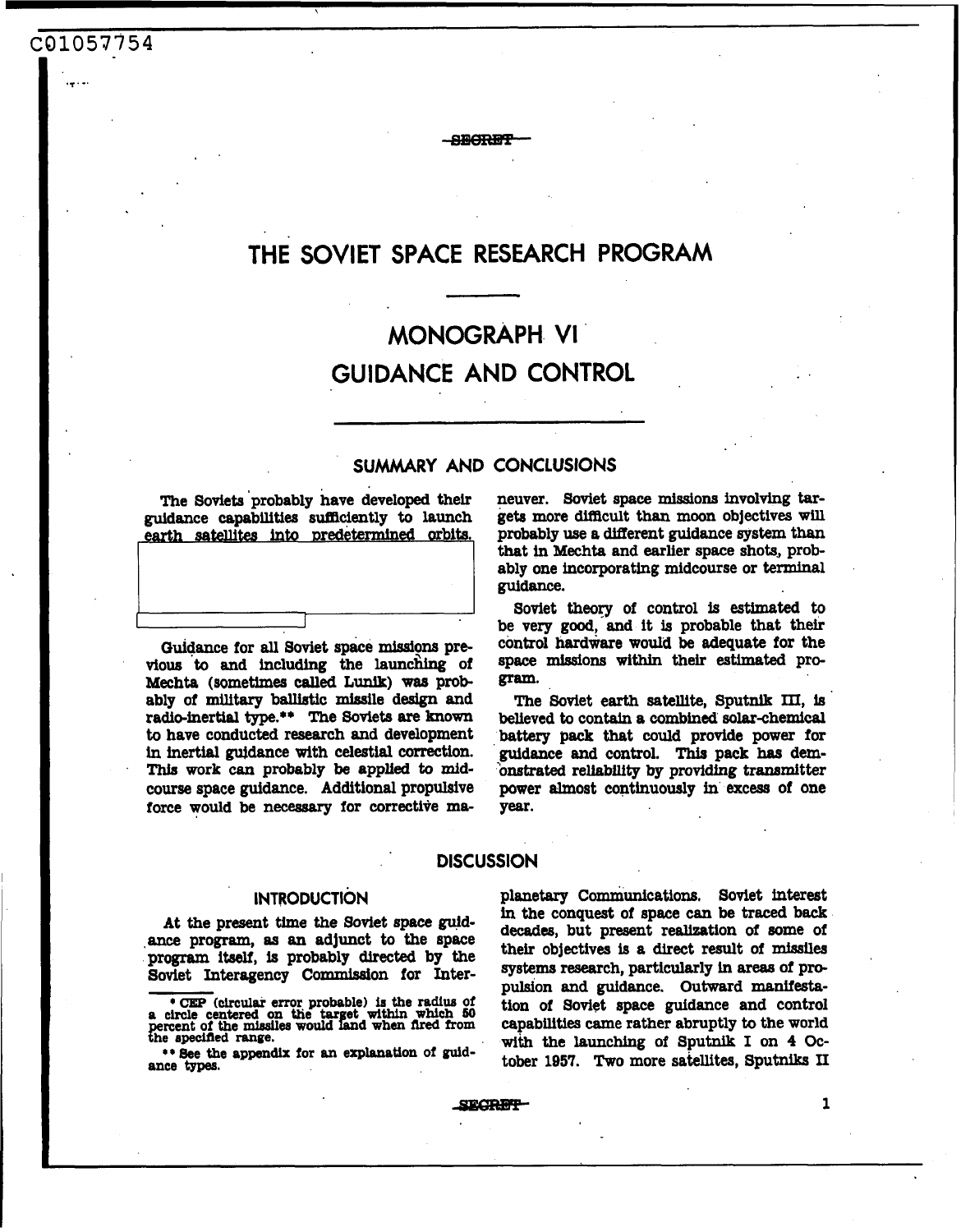C01057754

SECRET

# THE SOVIET SPACE RESEARCH PROGRAM

## MONOGRAPH VI

## GUIDANCE AND CONTROL

### SUMMARY AND CONCLUSIONS

The Soviets probably have developed their guidance capabilities sufficiently to launch earth satellites into predetermined orbits.

Guidance for all Soviet space missions previous to and including the launching of Mechta (sometimes called Lunik) was probably of military ballistic missile design and radio-inertial type.** The Soviets are known to have conducted research and development in inertial guidance with celestial correction. This work can probably be applied to midcourse space guidance. Additional propulsive force would be necessary for corrective maneuver. Soviet space missions involving targets more difficult than moon objectives will probably use a different guidance system than that in Mechta and earlier space shots, probably one incorporating midcourse or terminal guidance.

Soviet theory of control is estimated to be very good, and it is probable that their control hardware would be adequate for the space missions within their estimated program.

The Soviet earth satellite, Sputnik III, is believed to contain a combined solar-chemical battery pack that could provide power for guidance and control. This pack has demonstrated reliability by providing transmitter power almost continuously in excess of one year.

## DISCUSSION

### INTRODUCTION

At the present time the Soviet space guidance program, as an adjunct to the space program itself, is probably directed by the Soviet Interagency Commission for Interplanetary Communications. Soviet interest in the conquest of space can be traced back decades, but present realization of some of their objectives is a direct result of missiles systems research, particularly in areas of propulsion and guidance. Outward manifestation of Soviet space guidance and control capabilities came rather abruptly to the world with the launching of Sputnik I on 4 October 1957. Two more satellites, Sputniks II

* CEP (circular error probable) is the radius of a circle centered on the target within which 50 percent of the missiles would land when fired from the specified range.

** See the appendix for an explanation of guidance types.

SECRET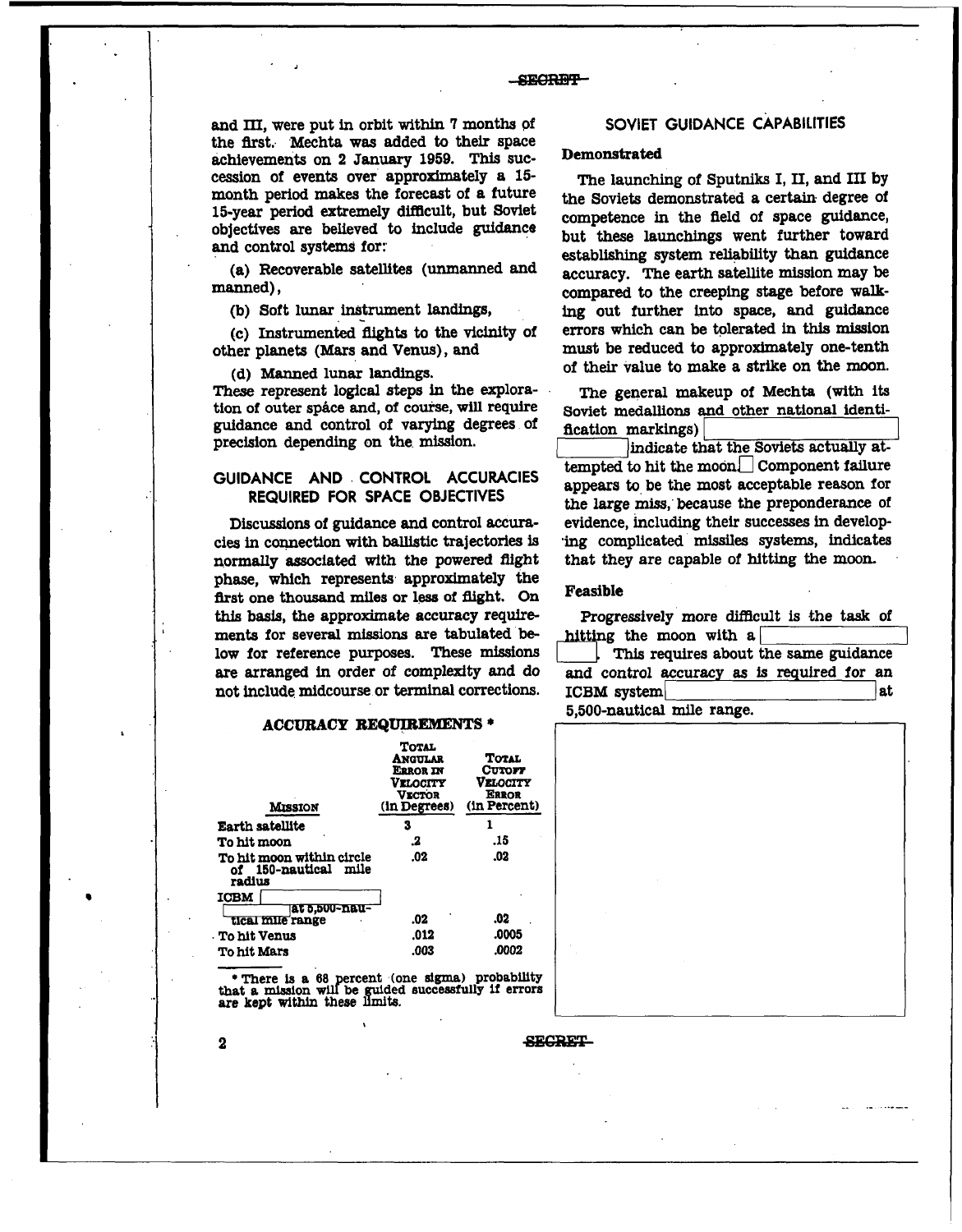and III, were put in orbit within 7 months of the first. Mechta was added to their space achievements on 2 January 1959. This succession of events over approximately a 15-month period makes the forecast of a future 15-year period extremely difficult, but Soviet objectives are believed to include guidance and control systems for:

(a) Recoverable satellites (unmanned and manned),

(b) Soft lunar instrument landings,

(c) Instrumented flights to the vicinity of other planets (Mars and Venus), and

(d) Manned lunar landings.

These represent logical steps in the exploration of outer space and, of course, will require guidance and control of varying degrees of precision depending on the mission.

## GUIDANCE AND CONTROL ACCURACIES REQUIRED FOR SPACE OBJECTIVES

Discussions of guidance and control accuracies in connection with ballistic trajectories is normally associated with the powered flight phase, which represents approximately the first one thousand miles or less of flight. On this basis, the approximate accuracy requirements for several missions are tabulated below for reference purposes. These missions are arranged in order of complexity and do not include midcourse or terminal corrections.

**ACCURACY REQUIREMENTS \***

| Mission | Total Angular Error in Velocity Vector (in Degrees) | Total Cutoff Velocity Error (in Percent) |
|---|---|---|
| Earth satellite | 3 | 1 |
| To hit moon | .2 | .15 |
| To hit moon within circle of 150-nautical mile radius | .02 | .02 |
| ICBM [ ] at 5,500-nautical mile range | .02 | .02 |
| To hit Venus | .012 | .0005 |
| To hit Mars | .003 | .0002 |

\* There is a 68 percent (one sigma) probability that a mission will be guided successfully if errors are kept within these limits.

## SOVIET GUIDANCE CAPABILITIES

### Demonstrated

The launching of Sputniks I, II, and III by the Soviets demonstrated a certain degree of competence in the field of space guidance, but these launchings went further toward establishing system reliability than guidance accuracy. The earth satellite mission may be compared to the creeping stage before walking out further into space, and guidance errors which can be tolerated in this mission must be reduced to approximately one-tenth of their value to make a strike on the moon.

The general makeup of Mechta (with its Soviet medallions and other national identification markings) [ ] indicate that the Soviets actually attempted to hit the moon. [ ] Component failure appears to be the most acceptable reason for the large miss, because the preponderance of evidence, including their successes in developing complicated missiles systems, indicates that they are capable of hitting the moon.

### Feasible

Progressively more difficult is the task of hitting the moon with a [ ]. This requires about the same guidance and control accuracy as is required for an ICBM system [ ] at 5,500-nautical mile range.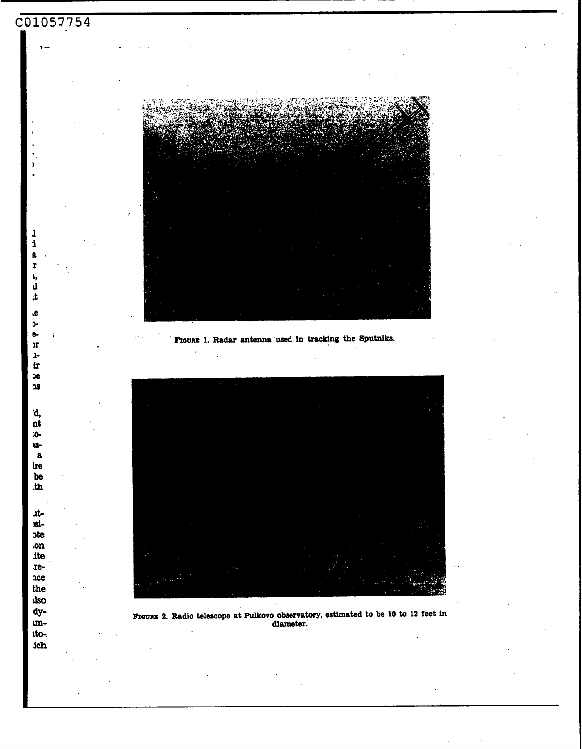FIGURE 1. Radar antenna used in tracking the Sputniks.

FIGURE 2. Radio telescope at Pulkovo observatory, estimated to be 10 to 12 feet in diameter.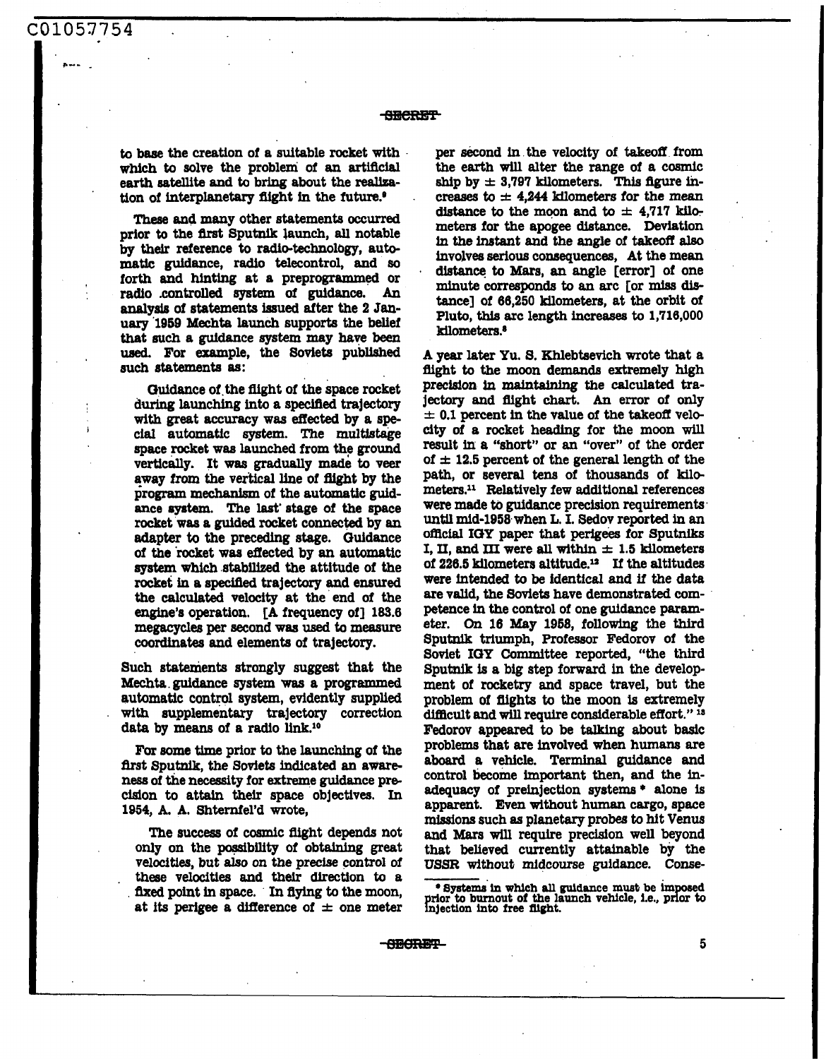to base the creation of a suitable rocket with which to solve the problem of an artificial earth satellite and to bring about the realization of interplanetary flight in the future.[9]

These and many other statements occurred prior to the first Sputnik launch, all notable by their reference to radio-technology, automatic guidance, radio telecontrol, and so forth and hinting at a preprogrammed or radio controlled system of guidance. An analysis of statements issued after the 2 January 1959 Mechta launch supports the belief that such a guidance system may have been used. For example, the Soviets published such statements as:

> Guidance of the flight of the space rocket during launching into a specified trajectory with great accuracy was effected by a special automatic system. The multistage space rocket was launched from the ground vertically. It was gradually made to veer away from the vertical line of flight by the program mechanism of the automatic guidance system. The last stage of the space rocket was a guided rocket connected by an adapter to the preceding stage. Guidance of the rocket was effected by an automatic system which stabilized the attitude of the rocket in a specified trajectory and ensured the calculated velocity at the end of the engine's operation. [A frequency of] 183.6 megacycles per second was used to measure coordinates and elements of trajectory.

Such statements strongly suggest that the Mechta guidance system was a programmed automatic control system, evidently supplied with supplementary trajectory correction data by means of a radio link.[10]

For some time prior to the launching of the first Sputnik, the Soviets indicated an awareness of the necessity for extreme guidance precision to attain their space objectives. In 1954, A. A. Shternfel'd wrote,

> The success of cosmic flight depends not only on the possibility of obtaining great velocities, but also on the precise control of these velocities and their direction to a fixed point in space. In flying to the moon, at its perigee a difference of ± one meter per second in the velocity of takeoff from the earth will alter the range of a cosmic ship by ± 3,797 kilometers. This figure increases to ± 4,244 kilometers for the mean distance to the moon and to ± 4,717 kilometers for the apogee distance. Deviation in the instant and the angle of takeoff also involves serious consequences, At the mean distance to Mars, an angle [error] of one minute corresponds to an arc [or miss distance] of 66,250 kilometers, at the orbit of Pluto, this arc length increases to 1,716,000 kilometers.[8]

A year later Yu. S. Khlebtsevich wrote that a flight to the moon demands extremely high precision in maintaining the calculated trajectory and flight chart. An error of only ± 0.1 percent in the value of the takeoff velocity of a rocket heading for the moon will result in a "short" or an "over" of the order of ± 12.5 percent of the general length of the path, or several tens of thousands of kilometers.[11] Relatively few additional references were made to guidance precision requirements until mid-1958 when L. I. Sedov reported in an official IGY paper that perigees for Sputniks I, II, and III were all within ± 1.5 kilometers of 226.5 kilometers altitude.[12] If the altitudes were intended to be identical and if the data are valid, the Soviets have demonstrated competence in the control of one guidance parameter. On 16 May 1958, following the third Sputnik triumph, Professor Fedorov of the Soviet IGY Committee reported, "the third Sputnik is a big step forward in the development of rocketry and space travel, but the problem of flights to the moon is extremely difficult and will require considerable effort."[13] Fedorov appeared to be talking about basic problems that are involved when humans are aboard a vehicle. Terminal guidance and control become important then, and the inadequacy of preinjection systems * alone is apparent. Even without human cargo, space missions such as planetary probes to hit Venus and Mars will require precision well beyond that believed currently attainable by the USSR without midcourse guidance. Conse-

\* Systems in which all guidance must be imposed prior to burnout of the launch vehicle, i.e., prior to injection into free flight.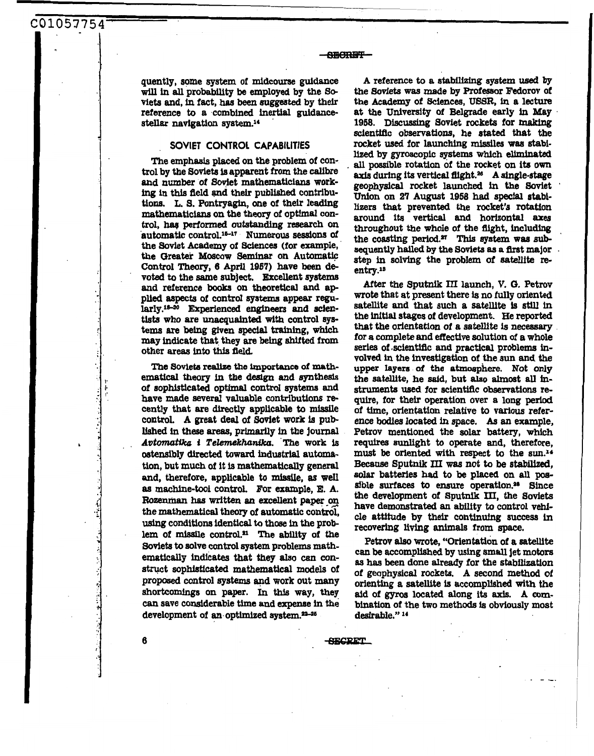quently, some system of midcourse guidance will in all probability be employed by the Soviets and, in fact, has been suggested by their reference to a combined inertial guidance-stellar navigation system.[14]

## SOVIET CONTROL CAPABILITIES

The emphasis placed on the problem of control by the Soviets is apparent from the calibre and number of Soviet mathematicians working in this field and their published contributions. L. S. Pontryagin, one of their leading mathematicians on the theory of optimal control, has performed outstanding research on automatic control.[15-17] Numerous sessions of the Soviet Academy of Sciences (for example, the Greater Moscow Seminar on Automatic Control Theory, 6 April 1957) have been devoted to the same subject. Excellent systems and reference books on theoretical and applied aspects of control systems appear regularly.[18-20] Experienced engineers and scientists who are unacquainted with control systems are being given special training, which may indicate that they are being shifted from other areas into this field.

The Soviets realize the importance of mathematical theory in the design and synthesis of sophisticated optimal control systems and have made several valuable contributions recently that are directly applicable to missile control. A great deal of Soviet work is published in these areas, primarily in the journal *Avtomatika i Telemekhanika*. The work is ostensibly directed toward industrial automation, but much of it is mathematically general and, therefore, applicable to missile, as well as machine-tool control. For example, E. A. Rozenman has written an excellent paper on the mathematical theory of automatic control, using conditions identical to those in the problem of missile control.[21] The ability of the Soviets to solve control system problems mathematically indicates that they also can construct sophisticated mathematical models of proposed control systems and work out many shortcomings on paper. In this way, they can save considerable time and expense in the development of an optimized system.[22-25]

A reference to a stabilizing system used by the Soviets was made by Professor Fedorov of the Academy of Sciences, USSR, in a lecture at the University of Belgrade early in May 1958. Discussing Soviet rockets for making scientific observations, he stated that the rocket used for launching missiles was stabilized by gyroscopic systems which eliminated all possible rotation of the rocket on its own axis during its vertical flight.[26] A single-stage geophysical rocket launched in the Soviet Union on 27 August 1958 had special stabilizers that prevented the rocket's rotation around its vertical and horizontal axes throughout the whole of the flight, including the coasting period.[27] This system was subsequently hailed by the Soviets as a first major step in solving the problem of satellite reentry.[13]

After the Sputnik III launch, V. G. Petrov wrote that at present there is no fully oriented satellite and that such a satellite is still in the initial stages of development. He reported that the orientation of a satellite is necessary for a complete and effective solution of a whole series of scientific and practical problems involved in the investigation of the sun and the upper layers of the atmosphere. Not only the satellite, he said, but also almost all instruments used for scientific observations require, for their operation over a long period of time, orientation relative to various reference bodies located in space. As an example, Petrov mentioned the solar battery, which requires sunlight to operate and, therefore, must be oriented with respect to the sun.[14] Because Sputnik III was not to be stabilized, solar batteries had to be placed on all possible surfaces to ensure operation.[28] Since the development of Sputnik III, the Soviets have demonstrated an ability to control vehicle attitude by their continuing success in recovering living animals from space.

Petrov also wrote, "Orientation of a satellite can be accomplished by using small jet motors as has been done already for the stabilization of geophysical rockets. A second method of orienting a satellite is accomplished with the aid of gyros located along its axis. A combination of the two methods is obviously most desirable."[14]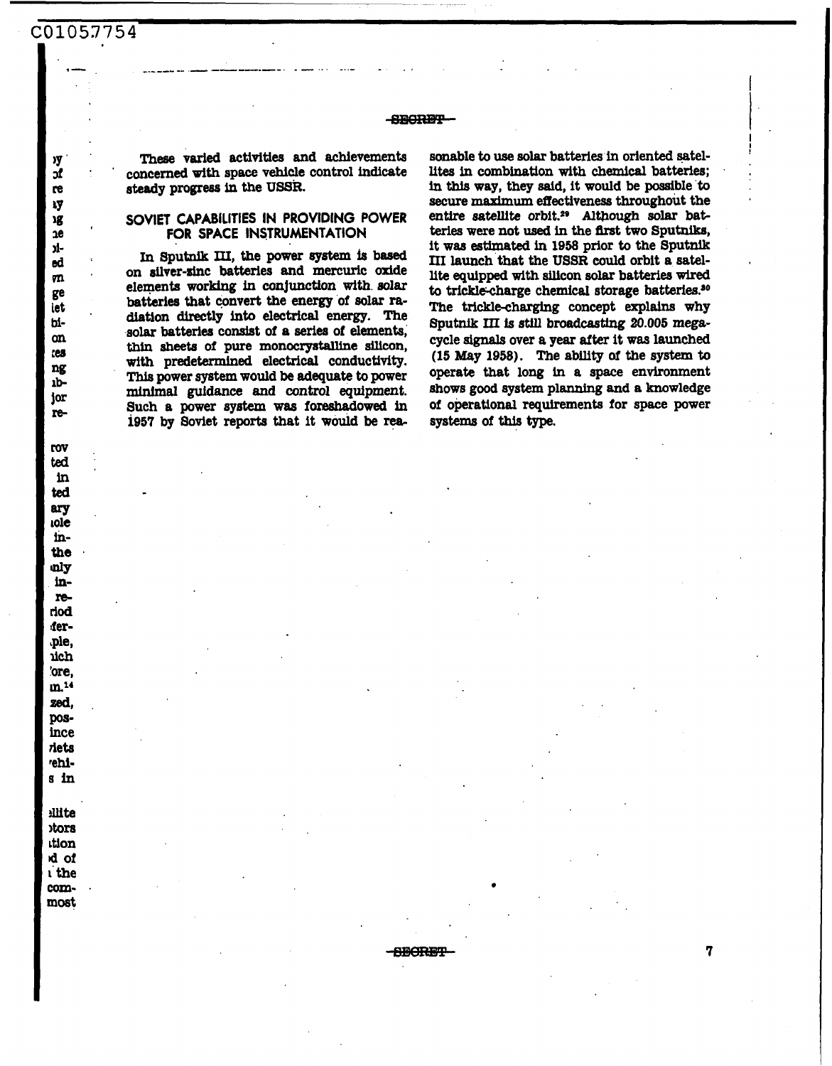These varied activities and achievements concerned with space vehicle control indicate steady progress in the USSR.

## SOVIET CAPABILITIES IN PROVIDING POWER FOR SPACE INSTRUMENTATION

In Sputnik III, the power system is based on silver-zinc batteries and mercuric oxide elements working in conjunction with solar batteries that convert the energy of solar radiation directly into electrical energy. The solar batteries consist of a series of elements, thin sheets of pure monocrystalline silicon, with predetermined electrical conductivity. This power system would be adequate to power minimal guidance and control equipment. Such a power system was foreshadowed in 1957 by Soviet reports that it would be reasonable to use solar batteries in oriented satellites in combination with chemical batteries; in this way, they said, it would be possible to secure maximum effectiveness throughout the entire satellite orbit.[29] Although solar batteries were not used in the first two Sputniks, it was estimated in 1958 prior to the Sputnik III launch that the USSR could orbit a satellite equipped with silicon solar batteries wired to trickle-charge chemical storage batteries.[30] The trickle-charging concept explains why Sputnik III is still broadcasting 20.005 megacycle signals over a year after it was launched (15 May 1958). The ability of the system to operate that long in a space environment shows good system planning and a knowledge of operational requirements for space power systems of this type.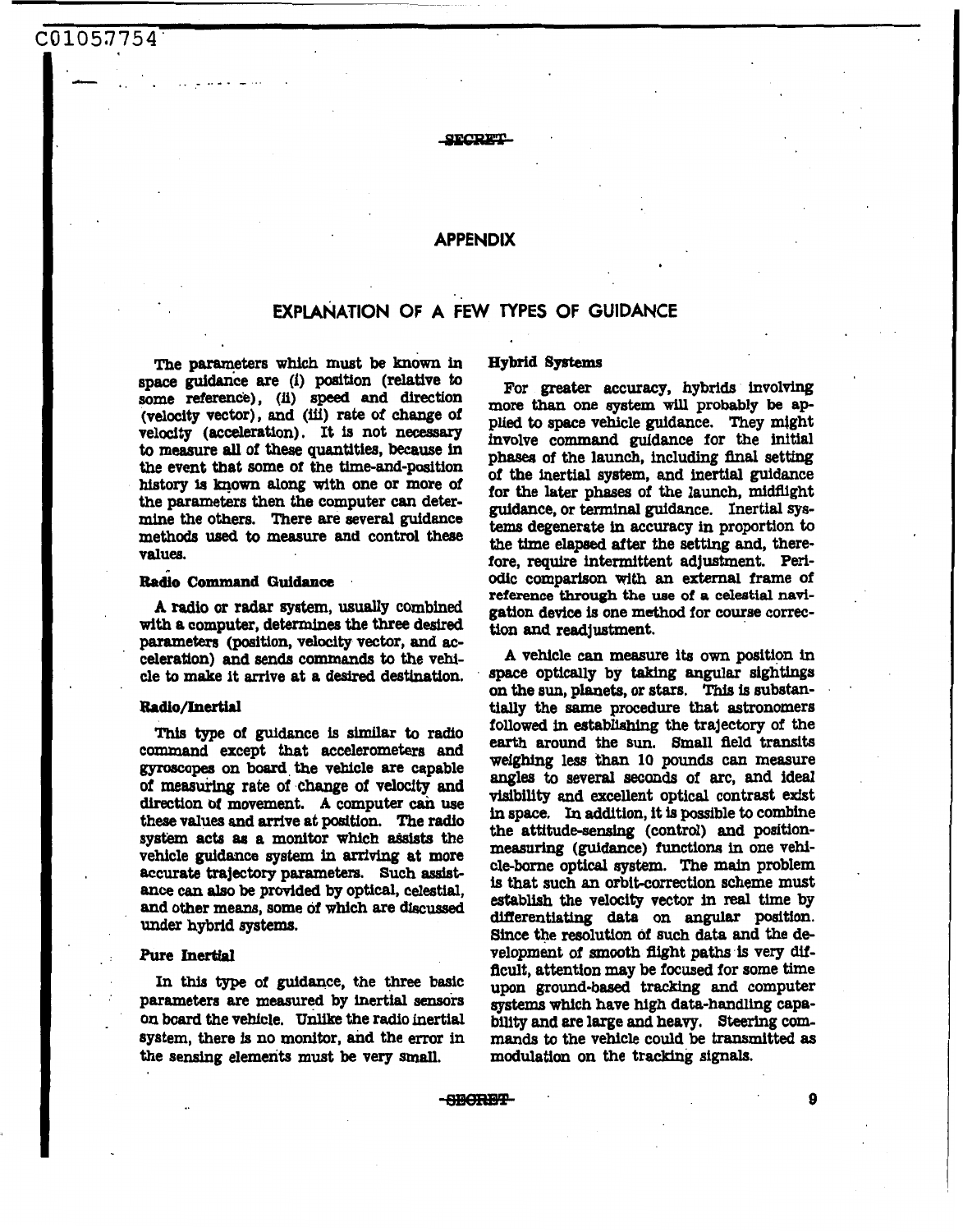## APPENDIX

# EXPLANATION OF A FEW TYPES OF GUIDANCE

The parameters which must be known in space guidance are (i) position (relative to some reference), (ii) speed and direction (velocity vector), and (iii) rate of change of velocity (acceleration). It is not necessary to measure all of these quantities, because in the event that some of the time-and-position history is known along with one or more of the parameters then the computer can determine the others. There are several guidance methods used to measure and control these values.

### Radio Command Guidance

A radio or radar system, usually combined with a computer, determines the three desired parameters (position, velocity vector, and acceleration) and sends commands to the vehicle to make it arrive at a desired destination.

### Radio/Inertial

This type of guidance is similar to radio command except that accelerometers and gyroscopes on board the vehicle are capable of measuring rate of change of velocity and direction of movement. A computer can use these values and arrive at position. The radio system acts as a monitor which assists the vehicle guidance system in arriving at more accurate trajectory parameters. Such assistance can also be provided by optical, celestial, and other means, some of which are discussed under hybrid systems.

### Pure Inertial

In this type of guidance, the three basic parameters are measured by inertial sensors on board the vehicle. Unlike the radio inertial system, there is no monitor, and the error in the sensing elements must be very small.

### Hybrid Systems

For greater accuracy, hybrids involving more than one system will probably be applied to space vehicle guidance. They might involve command guidance for the initial phases of the launch, including final setting of the inertial system, and inertial guidance for the later phases of the launch, midflight guidance, or terminal guidance. Inertial systems degenerate in accuracy in proportion to the time elapsed after the setting and, therefore, require intermittent adjustment. Periodic comparison with an external frame of reference through the use of a celestial navigation device is one method for course correction and readjustment.

A vehicle can measure its own position in space optically by taking angular sightings on the sun, planets, or stars. This is substantially the same procedure that astronomers followed in establishing the trajectory of the earth around the sun. Small field transits weighing less than 10 pounds can measure angles to several seconds of arc, and ideal visibility and excellent optical contrast exist in space. In addition, it is possible to combine the attitude-sensing (control) and position-measuring (guidance) functions in one vehicle-borne optical system. The main problem is that such an orbit-correction scheme must establish the velocity vector in real time by differentiating data on angular position. Since the resolution of such data and the development of smooth flight paths is very difficult, attention may be focused for some time upon ground-based tracking and computer systems which have high data-handling capability and are large and heavy. Steering commands to the vehicle could be transmitted as modulation on the tracking signals.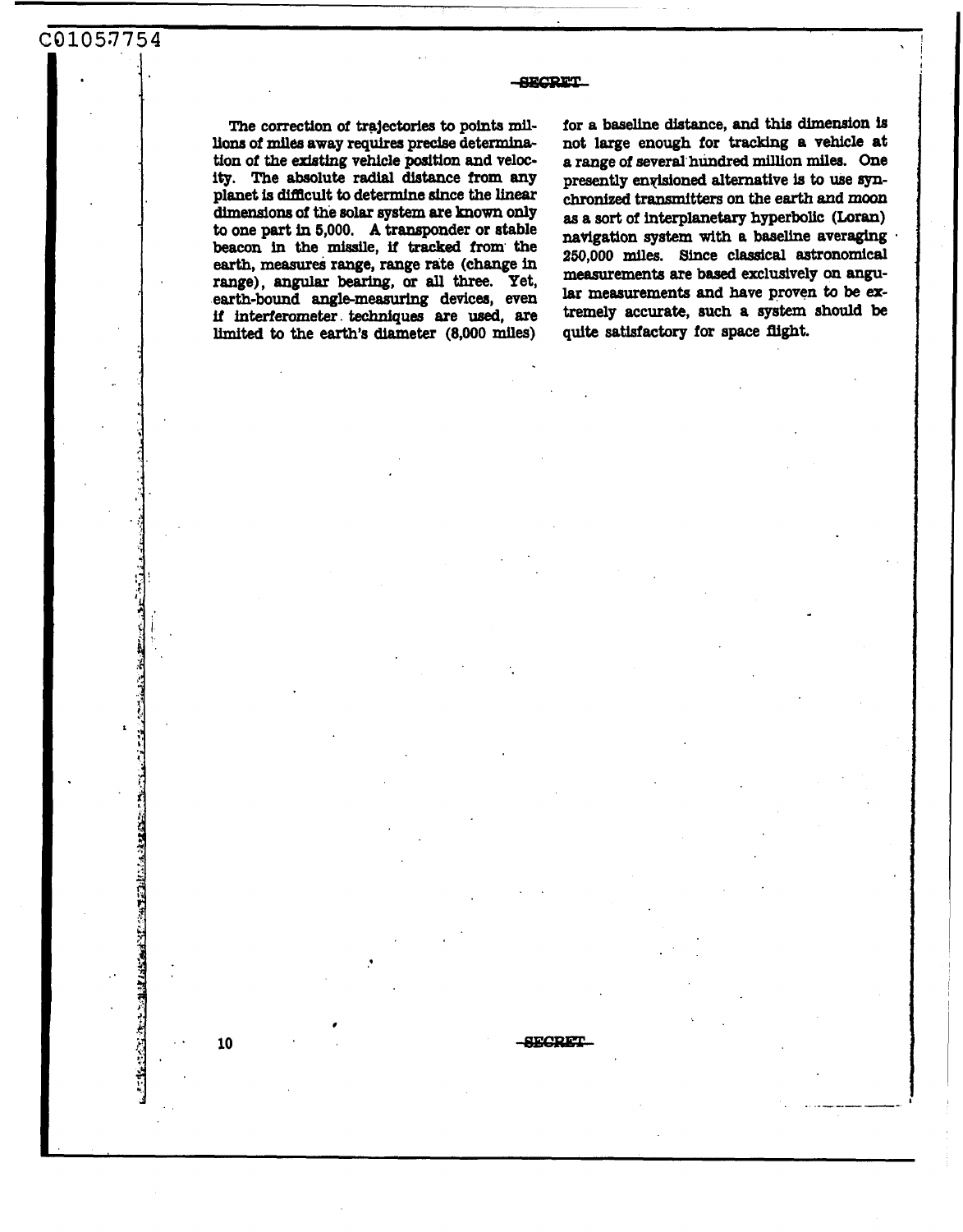The correction of trajectories to points millions of miles away requires precise determination of the existing vehicle position and velocity. The absolute radial distance from any planet is difficult to determine since the linear dimensions of the solar system are known only to one part in 5,000. A transponder or stable beacon in the missile, if tracked from the earth, measures range, range rate (change in range), angular bearing, or all three. Yet, earth-bound angle-measuring devices, even if interferometer techniques are used, are limited to the earth's diameter (8,000 miles) for a baseline distance, and this dimension is not large enough for tracking a vehicle at a range of several hundred million miles. One presently envisioned alternative is to use synchronized transmitters on the earth and moon as a sort of interplanetary hyperbolic (Loran) navigation system with a baseline averaging 250,000 miles. Since classical astronomical measurements are based exclusively on angular measurements and have proven to be extremely accurate, such a system should be quite satisfactory for space flight.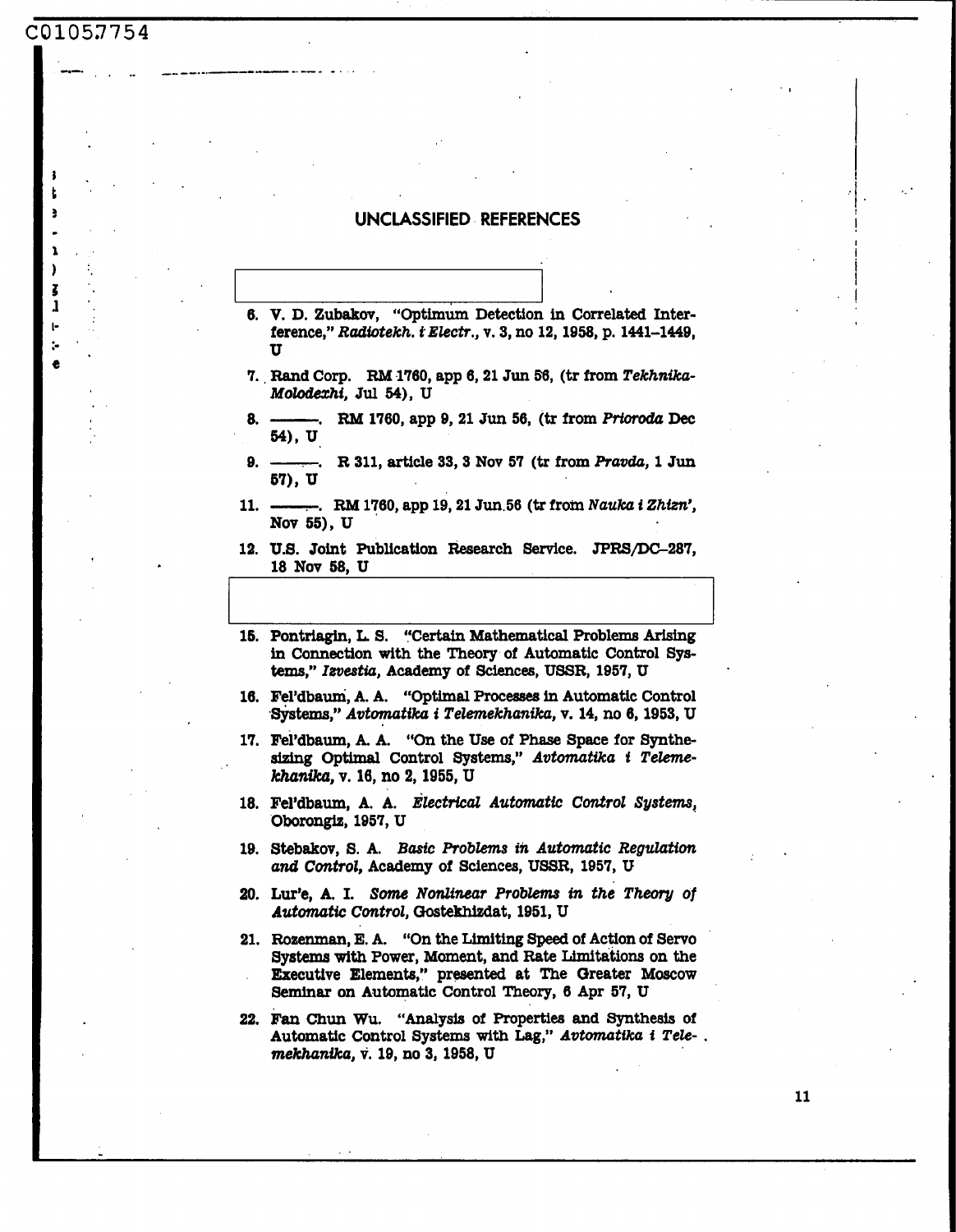## UNCLASSIFIED REFERENCES

6. V. D. Zubakov, "Optimum Detection in Correlated Interference," *Radiotekh. i Electr.*, v. 3, no 12, 1958, p. 1441–1449, U

7. Rand Corp. RM 1760, app 6, 21 Jun 56, (tr from *Tekhnika-Molodezhi*, Jul 54), U

8. ———. RM 1760, app 9, 21 Jun 56, (tr from *Prioroda* Dec 54), U

9. ———. R 311, article 33, 3 Nov 57 (tr from *Pravda*, 1 Jun 57), U

11. ———. RM 1760, app 19, 21 Jun 56 (tr from *Nauka i Zhizn'*, Nov 55), U

12. U.S. Joint Publication Research Service. JPRS/DC–287, 18 Nov 58, U

15. Pontriagin, L. S. "Certain Mathematical Problems Arising in Connection with the Theory of Automatic Control Systems," *Izvestia*, Academy of Sciences, USSR, 1957, U

16. Fel'dbaum, A. A. "Optimal Processes in Automatic Control Systems," *Avtomatika i Telemekhanika*, v. 14, no 6, 1953, U

17. Fel'dbaum, A. A. "On the Use of Phase Space for Synthesizing Optimal Control Systems," *Avtomatika i Telemekhanika*, v. 16, no 2, 1955, U

18. Fel'dbaum, A. A. *Electrical Automatic Control Systems*, Oborongiz, 1957, U

19. Stebakov, S. A. *Basic Problems in Automatic Regulation and Control*, Academy of Sciences, USSR, 1957, U

20. Lur'e, A. I. *Some Nonlinear Problems in the Theory of Automatic Control*, Gostekhizdat, 1951, U

21. Rozenman, E. A. "On the Limiting Speed of Action of Servo Systems with Power, Moment, and Rate Limitations on the Executive Elements," presented at The Greater Moscow Seminar on Automatic Control Theory, 6 Apr 57, U

22. Fan Chun Wu. "Analysis of Properties and Synthesis of Automatic Control Systems with Lag," *Avtomatika i Telemekhanika*, v. 19, no 3, 1958, U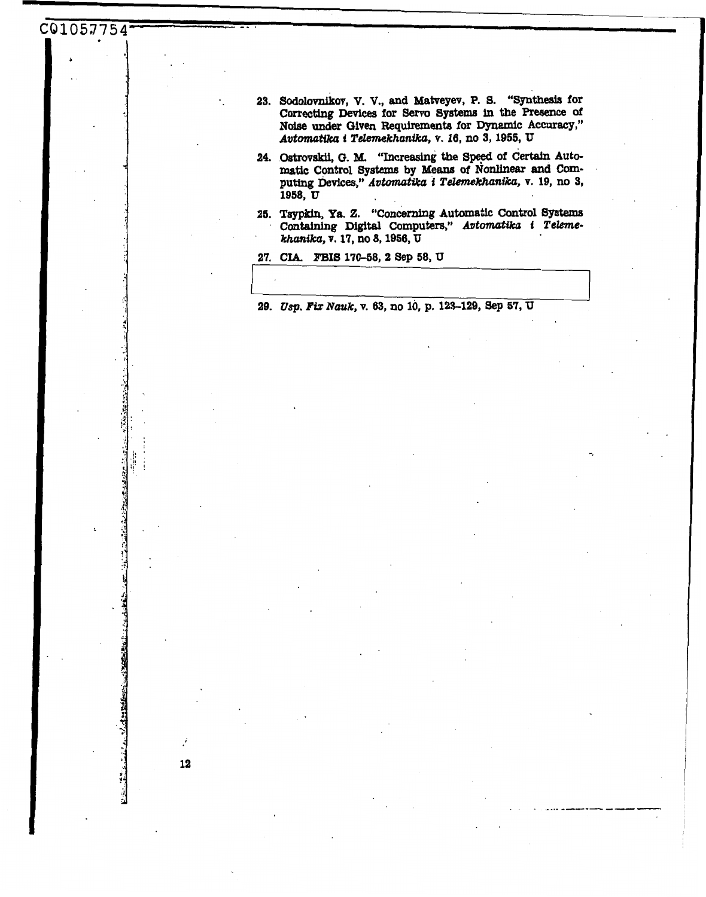23. Sodolovnikov, V. V., and Matveyev, P. S. "Synthesis for Correcting Devices for Servo Systems in the Presence of Noise under Given Requirements for Dynamic Accuracy," *Avtomatika i Telemekhanika*, v. 16, no 3, 1955, U

24. Ostrovskii, G. M. "Increasing the Speed of Certain Automatic Control Systems by Means of Nonlinear and Computing Devices," *Avtomatika i Telemekhanika*, v. 19, no 3, 1958, U

25. Tsypkin, Ya. Z. "Concerning Automatic Control Systems Containing Digital Computers," *Avtomatika i Telemekhanika*, v. 17, no 8, 1956, U

27. CIA. FBIS 170–58, 2 Sep 58, U

29. *Usp. Fiz Nauk*, v. 63, no 10, p. 123–129, Sep 57, U